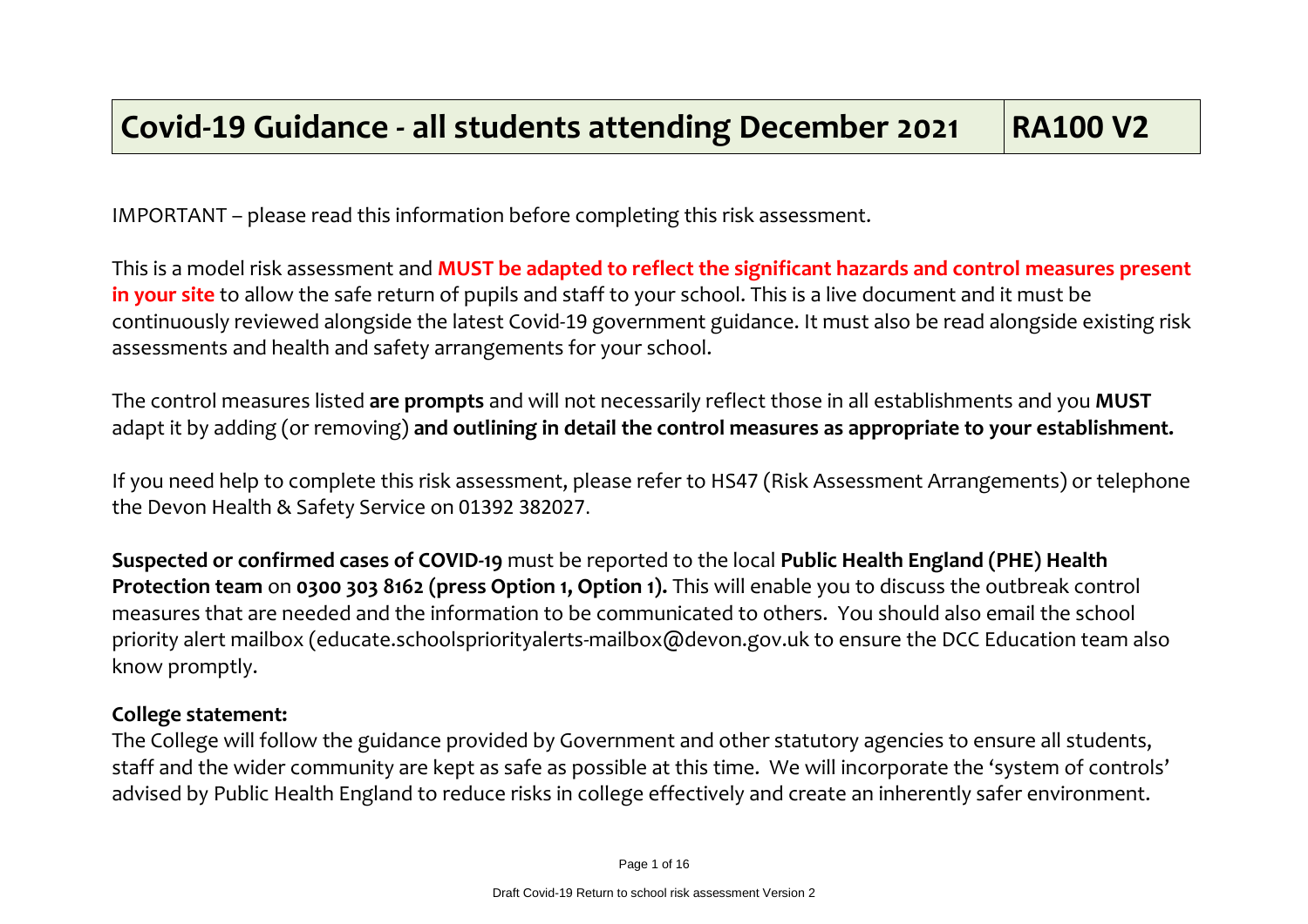| Covid-19 Guidance - all students attending December 2021 | RA100 V2 |
| --- | --- |

IMPORTANT – please read this information before completing this risk assessment.

This is a model risk assessment and **MUST be adapted to reflect the significant hazards and control measures present in your site** to allow the safe return of pupils and staff to your school. This is a live document and it must be continuously reviewed alongside the latest Covid-19 government guidance. It must also be read alongside existing risk assessments and health and safety arrangements for your school.

The control measures listed **are prompts** and will not necessarily reflect those in all establishments and you **MUST** adapt it by adding (or removing) **and outlining in detail the control measures as appropriate to your establishment.**

If you need help to complete this risk assessment, please refer to HS47 (Risk Assessment Arrangements) or telephone the Devon Health & Safety Service on 01392 382027.

**Suspected or confirmed cases of COVID-19** must be reported to the local **Public Health England (PHE) Health Protection team** on **0300 303 8162 (press Option 1, Option 1).** This will enable you to discuss the outbreak control measures that are needed and the information to be communicated to others. You should also email the school priority alert mailbox (educate.schoolspriorityalerts-mailbox@devon.gov.uk to ensure the DCC Education team also know promptly.

**College statement:**

The College will follow the guidance provided by Government and other statutory agencies to ensure all students, staff and the wider community are kept as safe as possible at this time. We will incorporate the 'system of controls' advised by Public Health England to reduce risks in college effectively and create an inherently safer environment.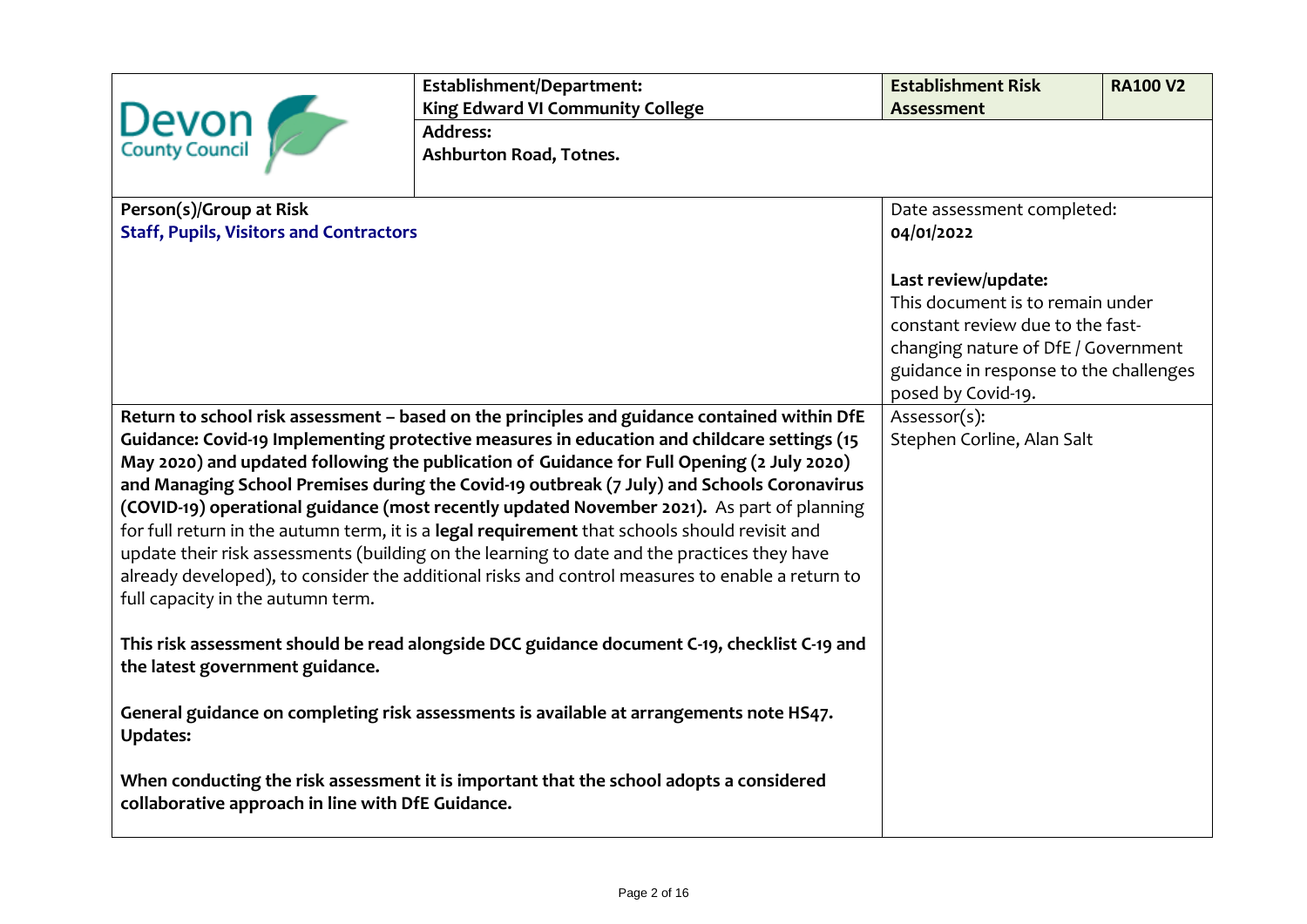| Devon County Council | **Establishment/Department:** **King Edward VI Community College** | **Establishment Risk Assessment** | **RA100 V2** |
|---|---|---|---|
| | **Address:** **Ashburton Road, Totnes.** | | |
| **Person(s)/Group at Risk** **Staff, Pupils, Visitors and Contractors** | | Date assessment completed: **04/01/2022** **Last review/update:** This document is to remain under constant review due to the fast-changing nature of DfE / Government guidance in response to the challenges posed by Covid-19. | |
| **Return to school risk assessment – based on the principles and guidance contained within DfE Guidance: Covid-19 Implementing protective measures in education and childcare settings (15 May 2020) and updated following the publication of Guidance for Full Opening (2 July 2020) and Managing School Premises during the Covid-19 outbreak (7 July) and Schools Coronavirus (COVID-19) operational guidance (most recently updated November 2021).** As part of planning for full return in the autumn term, it is a **legal requirement** that schools should revisit and update their risk assessments (building on the learning to date and the practices they have already developed), to consider the additional risks and control measures to enable a return to full capacity in the autumn term. **This risk assessment should be read alongside DCC guidance document C-19, checklist C-19 and the latest government guidance.** **General guidance on completing risk assessments is available at arrangements note HS47.** **Updates:** **When conducting the risk assessment it is important that the school adopts a considered collaborative approach in line with DfE Guidance.** | | Assessor(s): Stephen Corline, Alan Salt | |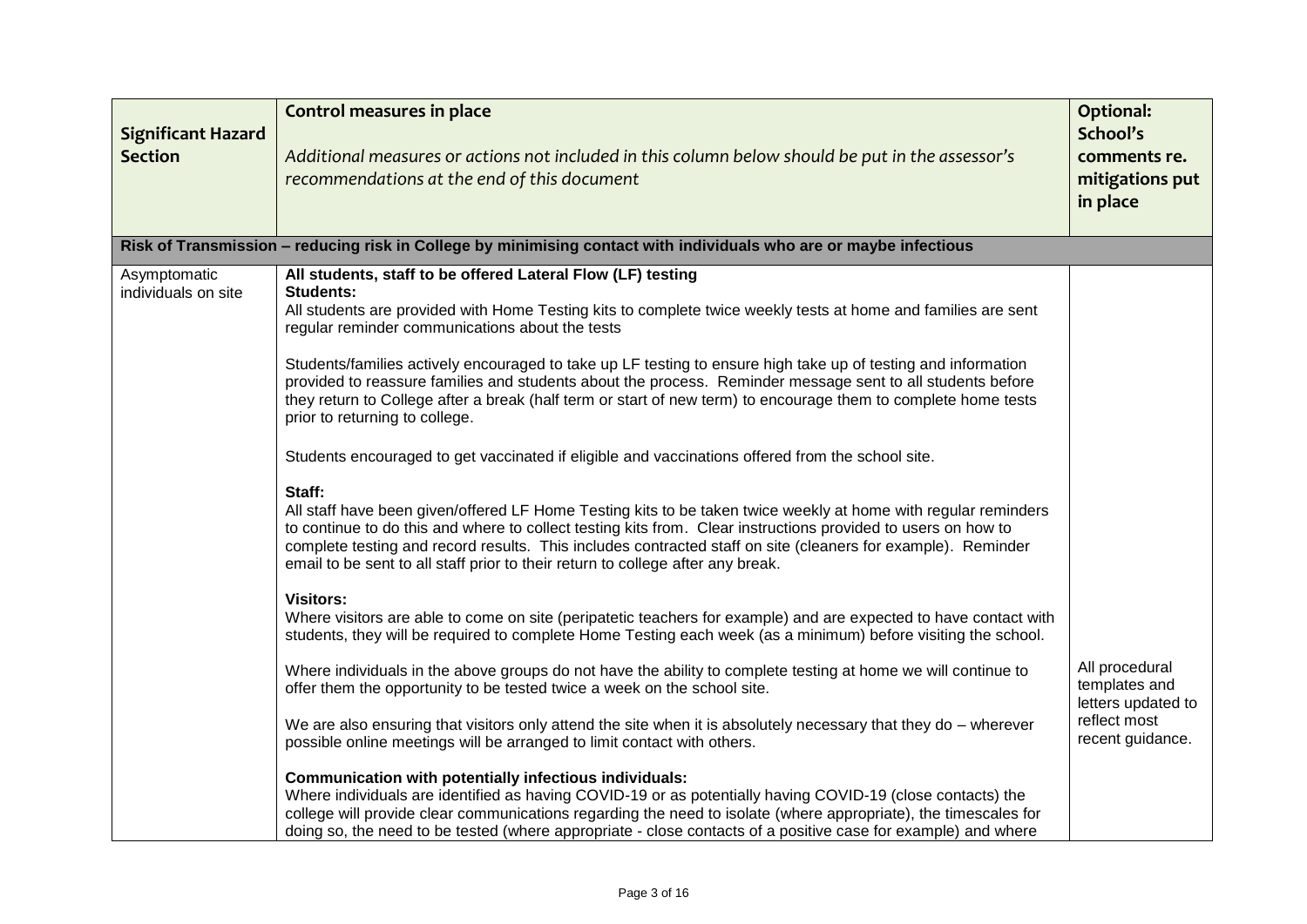| Significant Hazard Section | Control measures in place<br><br>*Additional measures or actions not included in this column below should be put in the assessor's recommendations at the end of this document* | Optional: School's comments re. mitigations put in place |
|---|---|---|
| **Risk of Transmission – reducing risk in College by minimising contact with individuals who are or maybe infectious** | | |
| Asymptomatic individuals on site | **All students, staff to be offered Lateral Flow (LF) testing**<br>**Students:**<br>All students are provided with Home Testing kits to complete twice weekly tests at home and families are sent regular reminder communications about the tests<br><br>Students/families actively encouraged to take up LF testing to ensure high take up of testing and information provided to reassure families and students about the process. Reminder message sent to all students before they return to College after a break (half term or start of new term) to encourage them to complete home tests prior to returning to college.<br><br>Students encouraged to get vaccinated if eligible and vaccinations offered from the school site.<br><br>**Staff:**<br>All staff have been given/offered LF Home Testing kits to be taken twice weekly at home with regular reminders to continue to do this and where to collect testing kits from. Clear instructions provided to users on how to complete testing and record results. This includes contracted staff on site (cleaners for example). Reminder email to be sent to all staff prior to their return to college after any break.<br><br>**Visitors:**<br>Where visitors are able to come on site (peripatetic teachers for example) and are expected to have contact with students, they will be required to complete Home Testing each week (as a minimum) before visiting the school.<br><br>Where individuals in the above groups do not have the ability to complete testing at home we will continue to offer them the opportunity to be tested twice a week on the school site.<br><br>We are also ensuring that visitors only attend the site when it is absolutely necessary that they do – wherever possible online meetings will be arranged to limit contact with others.<br><br>**Communication with potentially infectious individuals:**<br>Where individuals are identified as having COVID-19 or as potentially having COVID-19 (close contacts) the college will provide clear communications regarding the need to isolate (where appropriate), the timescales for doing so, the need to be tested (where appropriate - close contacts of a positive case for example) and where | All procedural templates and letters updated to reflect most recent guidance. |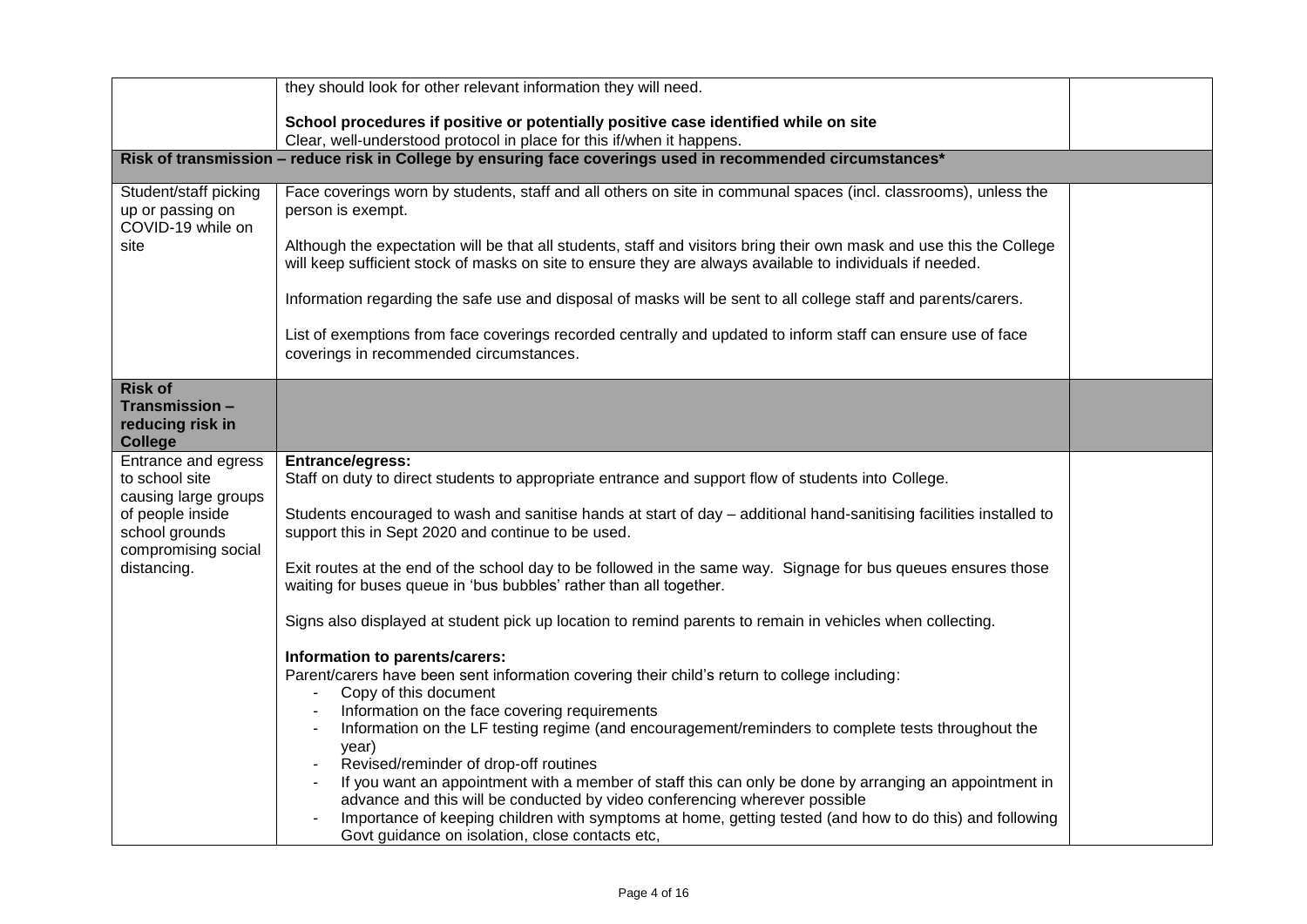| | | |
|---|---|---|
| | they should look for other relevant information they will need.<br><br>**School procedures if positive or potentially positive case identified while on site**<br>Clear, well-understood protocol in place for this if/when it happens. | |
| **Risk of transmission – reduce risk in College by ensuring face coverings used in recommended circumstances*** | | |
| Student/staff picking up or passing on COVID-19 while on site | Face coverings worn by students, staff and all others on site in communal spaces (incl. classrooms), unless the person is exempt.<br><br>Although the expectation will be that all students, staff and visitors bring their own mask and use this the College will keep sufficient stock of masks on site to ensure they are always available to individuals if needed.<br><br>Information regarding the safe use and disposal of masks will be sent to all college staff and parents/carers.<br><br>List of exemptions from face coverings recorded centrally and updated to inform staff can ensure use of face coverings in recommended circumstances. | |
| **Risk of Transmission – reducing risk in College** | | |
| Entrance and egress to school site causing large groups of people inside school grounds compromising social distancing. | **Entrance/egress:**<br>Staff on duty to direct students to appropriate entrance and support flow of students into College.<br><br>Students encouraged to wash and sanitise hands at start of day – additional hand-sanitising facilities installed to support this in Sept 2020 and continue to be used.<br><br>Exit routes at the end of the school day to be followed in the same way. Signage for bus queues ensures those waiting for buses queue in 'bus bubbles' rather than all together.<br><br>Signs also displayed at student pick up location to remind parents to remain in vehicles when collecting.<br><br>**Information to parents/carers:**<br>Parent/carers have been sent information covering their child's return to college including:<br>- Copy of this document<br>- Information on the face covering requirements<br>- Information on the LF testing regime (and encouragement/reminders to complete tests throughout the year)<br>- Revised/reminder of drop-off routines<br>- If you want an appointment with a member of staff this can only be done by arranging an appointment in advance and this will be conducted by video conferencing wherever possible<br>- Importance of keeping children with symptoms at home, getting tested (and how to do this) and following Govt guidance on isolation, close contacts etc, | |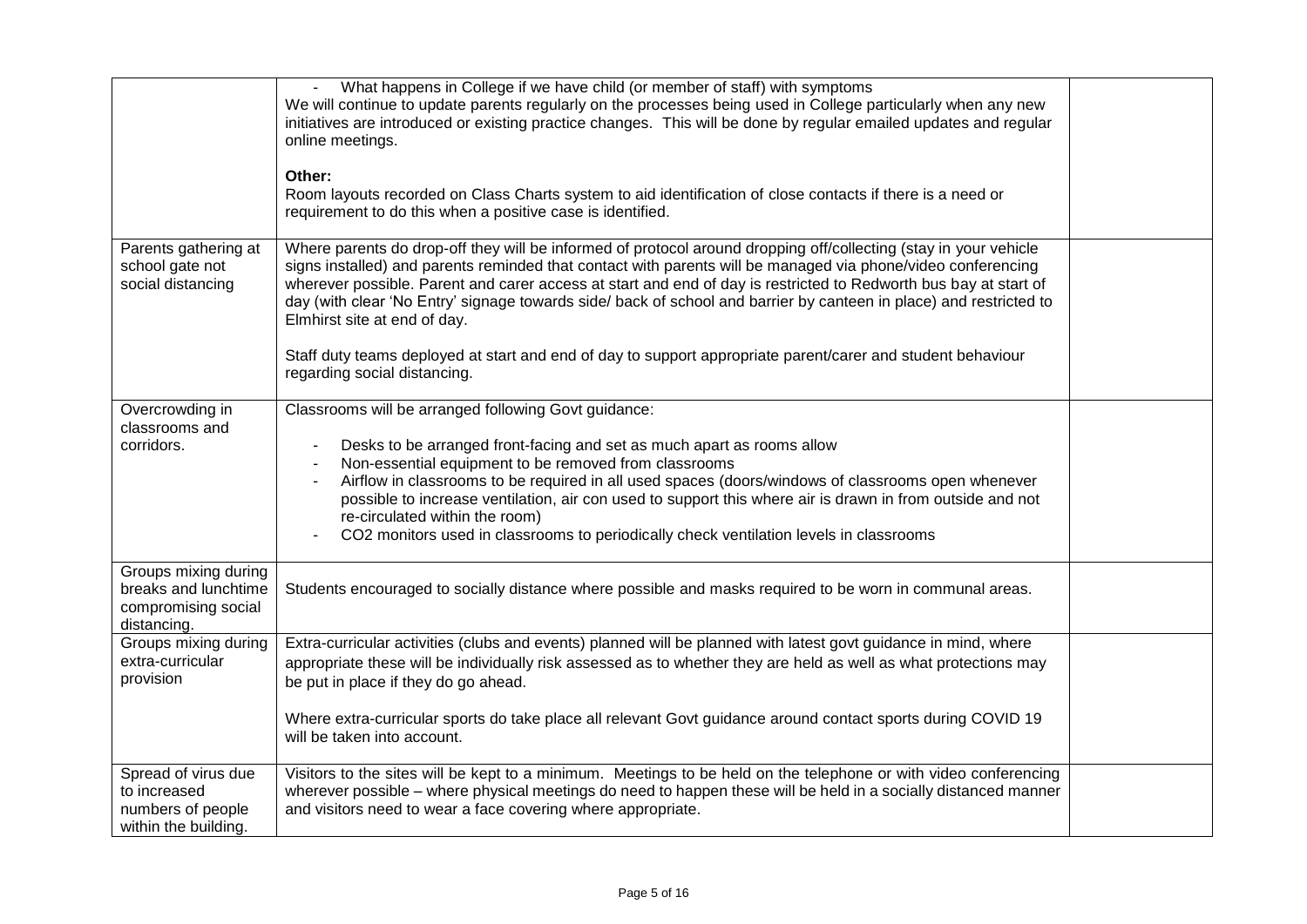| | | |
|---|---|---|
| | - What happens in College if we have child (or member of staff) with symptoms<br>We will continue to update parents regularly on the processes being used in College particularly when any new initiatives are introduced or existing practice changes. This will be done by regular emailed updates and regular online meetings.<br><br>**Other:**<br>Room layouts recorded on Class Charts system to aid identification of close contacts if there is a need or requirement to do this when a positive case is identified. | |
| Parents gathering at school gate not social distancing | Where parents do drop-off they will be informed of protocol around dropping off/collecting (stay in your vehicle signs installed) and parents reminded that contact with parents will be managed via phone/video conferencing wherever possible. Parent and carer access at start and end of day is restricted to Redworth bus bay at start of day (with clear 'No Entry' signage towards side/ back of school and barrier by canteen in place) and restricted to Elmhirst site at end of day.<br><br>Staff duty teams deployed at start and end of day to support appropriate parent/carer and student behaviour regarding social distancing. | |
| Overcrowding in classrooms and corridors. | Classrooms will be arranged following Govt guidance:<br><br>- Desks to be arranged front-facing and set as much apart as rooms allow<br>- Non-essential equipment to be removed from classrooms<br>- Airflow in classrooms to be required in all used spaces (doors/windows of classrooms open whenever possible to increase ventilation, air con used to support this where air is drawn in from outside and not re-circulated within the room)<br>- $CO_2$ monitors used in classrooms to periodically check ventilation levels in classrooms | |
| Groups mixing during breaks and lunchtime compromising social distancing. | Students encouraged to socially distance where possible and masks required to be worn in communal areas. | |
| Groups mixing during extra-curricular provision | Extra-curricular activities (clubs and events) planned will be planned with latest govt guidance in mind, where appropriate these will be individually risk assessed as to whether they are held as well as what protections may be put in place if they do go ahead.<br><br>Where extra-curricular sports do take place all relevant Govt guidance around contact sports during COVID 19 will be taken into account. | |
| Spread of virus due to increased numbers of people within the building. | Visitors to the sites will be kept to a minimum. Meetings to be held on the telephone or with video conferencing wherever possible – where physical meetings do need to happen these will be held in a socially distanced manner and visitors need to wear a face covering where appropriate. | |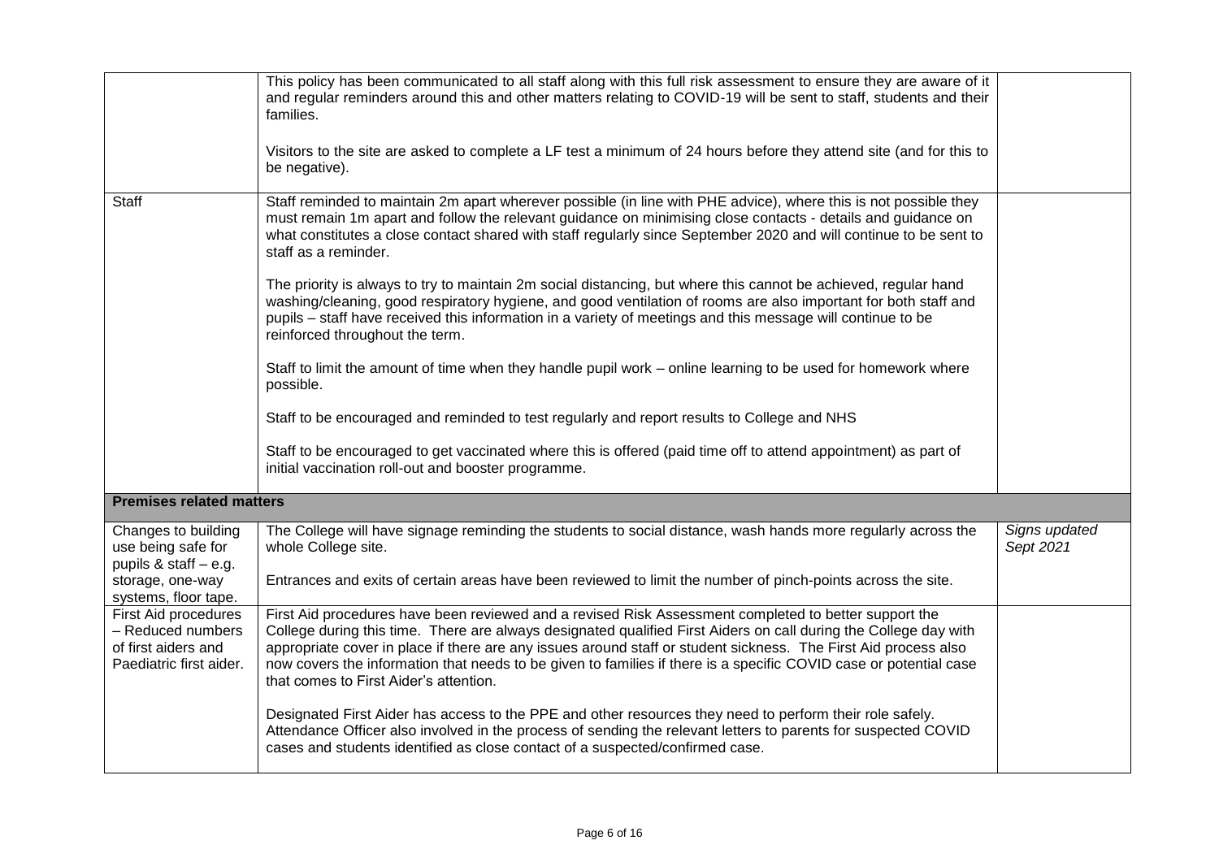| | | |
|---|---|---|
| | This policy has been communicated to all staff along with this full risk assessment to ensure they are aware of it and regular reminders around this and other matters relating to COVID-19 will be sent to staff, students and their families.<br><br>Visitors to the site are asked to complete a LF test a minimum of 24 hours before they attend site (and for this to be negative). | |
| Staff | Staff reminded to maintain 2m apart wherever possible (in line with PHE advice), where this is not possible they must remain 1m apart and follow the relevant guidance on minimising close contacts - details and guidance on what constitutes a close contact shared with staff regularly since September 2020 and will continue to be sent to staff as a reminder.<br><br>The priority is always to try to maintain 2m social distancing, but where this cannot be achieved, regular hand washing/cleaning, good respiratory hygiene, and good ventilation of rooms are also important for both staff and pupils – staff have received this information in a variety of meetings and this message will continue to be reinforced throughout the term.<br><br>Staff to limit the amount of time when they handle pupil work – online learning to be used for homework where possible.<br><br>Staff to be encouraged and reminded to test regularly and report results to College and NHS<br><br>Staff to be encouraged to get vaccinated where this is offered (paid time off to attend appointment) as part of initial vaccination roll-out and booster programme. | |
| **Premises related matters** | | |
| Changes to building use being safe for pupils & staff – e.g. storage, one-way systems, floor tape. | The College will have signage reminding the students to social distance, wash hands more regularly across the whole College site.<br><br>Entrances and exits of certain areas have been reviewed to limit the number of pinch-points across the site. | *Signs updated Sept 2021* |
| First Aid procedures – Reduced numbers of first aiders and Paediatric first aider. | First Aid procedures have been reviewed and a revised Risk Assessment completed to better support the College during this time. There are always designated qualified First Aiders on call during the College day with appropriate cover in place if there are any issues around staff or student sickness. The First Aid process also now covers the information that needs to be given to families if there is a specific COVID case or potential case that comes to First Aider's attention.<br><br>Designated First Aider has access to the PPE and other resources they need to perform their role safely. Attendance Officer also involved in the process of sending the relevant letters to parents for suspected COVID cases and students identified as close contact of a suspected/confirmed case. | |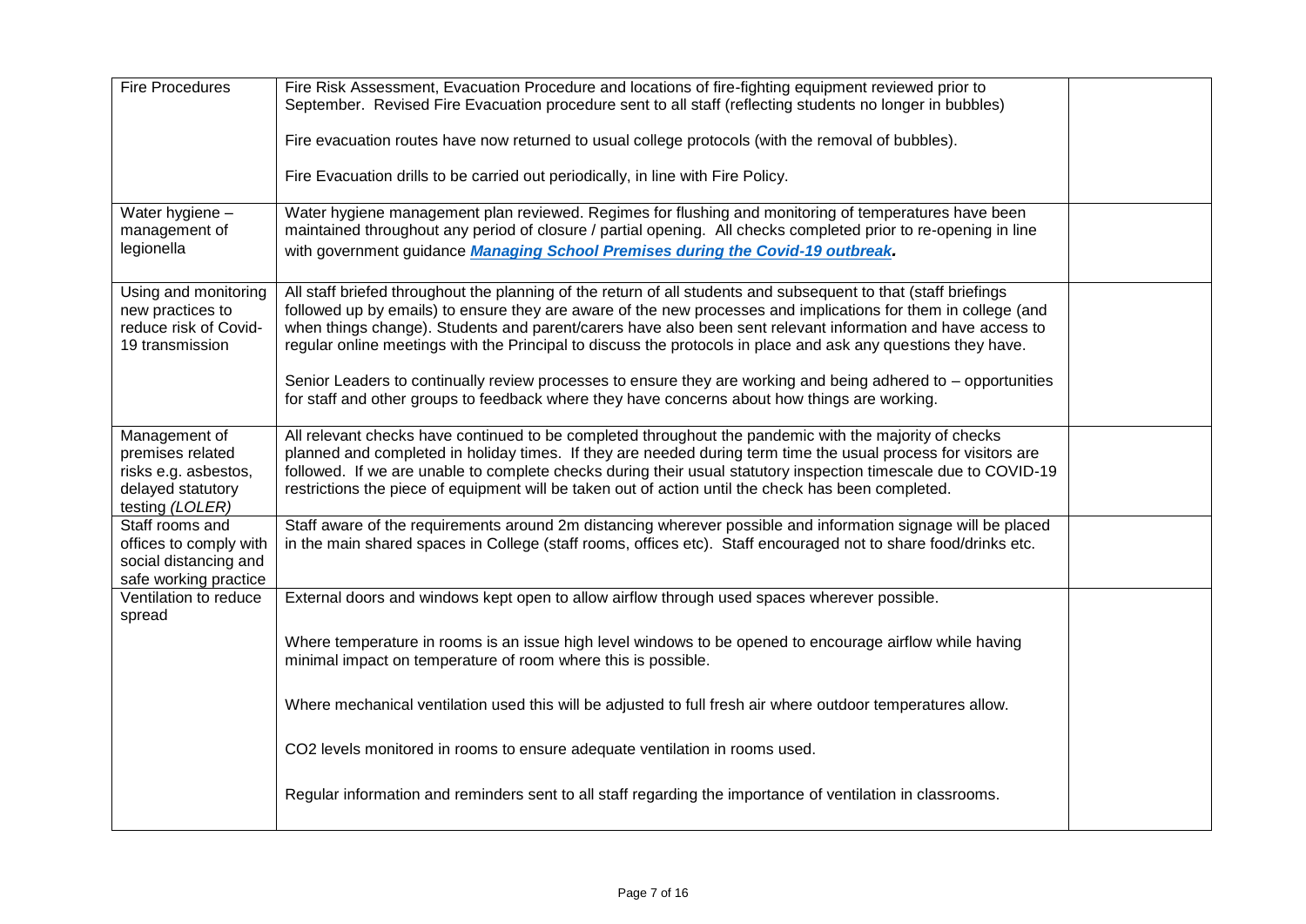| | | |
|---|---|---|
| Fire Procedures | Fire Risk Assessment, Evacuation Procedure and locations of fire-fighting equipment reviewed prior to September. Revised Fire Evacuation procedure sent to all staff (reflecting students no longer in bubbles)<br><br>Fire evacuation routes have now returned to usual college protocols (with the removal of bubbles).<br><br>Fire Evacuation drills to be carried out periodically, in line with Fire Policy. | |
| Water hygiene – management of legionella | Water hygiene management plan reviewed. Regimes for flushing and monitoring of temperatures have been maintained throughout any period of closure / partial opening. All checks completed prior to re-opening in line with government guidance ***Managing School Premises during the Covid-19 outbreak*.** | |
| Using and monitoring new practices to reduce risk of Covid-19 transmission | All staff briefed throughout the planning of the return of all students and subsequent to that (staff briefings followed up by emails) to ensure they are aware of the new processes and implications for them in college (and when things change). Students and parent/carers have also been sent relevant information and have access to regular online meetings with the Principal to discuss the protocols in place and ask any questions they have.<br><br>Senior Leaders to continually review processes to ensure they are working and being adhered to – opportunities for staff and other groups to feedback where they have concerns about how things are working. | |
| Management of premises related risks e.g. asbestos, delayed statutory testing *(LOLER)* | All relevant checks have continued to be completed throughout the pandemic with the majority of checks planned and completed in holiday times. If they are needed during term time the usual process for visitors are followed. If we are unable to complete checks during their usual statutory inspection timescale due to COVID-19 restrictions the piece of equipment will be taken out of action until the check has been completed. | |
| Staff rooms and offices to comply with social distancing and safe working practice | Staff aware of the requirements around 2m distancing wherever possible and information signage will be placed in the main shared spaces in College (staff rooms, offices etc). Staff encouraged not to share food/drinks etc. | |
| Ventilation to reduce spread | External doors and windows kept open to allow airflow through used spaces wherever possible.<br><br>Where temperature in rooms is an issue high level windows to be opened to encourage airflow while having minimal impact on temperature of room where this is possible.<br><br>Where mechanical ventilation used this will be adjusted to full fresh air where outdoor temperatures allow.<br><br>$CO_2$ levels monitored in rooms to ensure adequate ventilation in rooms used.<br><br>Regular information and reminders sent to all staff regarding the importance of ventilation in classrooms. | |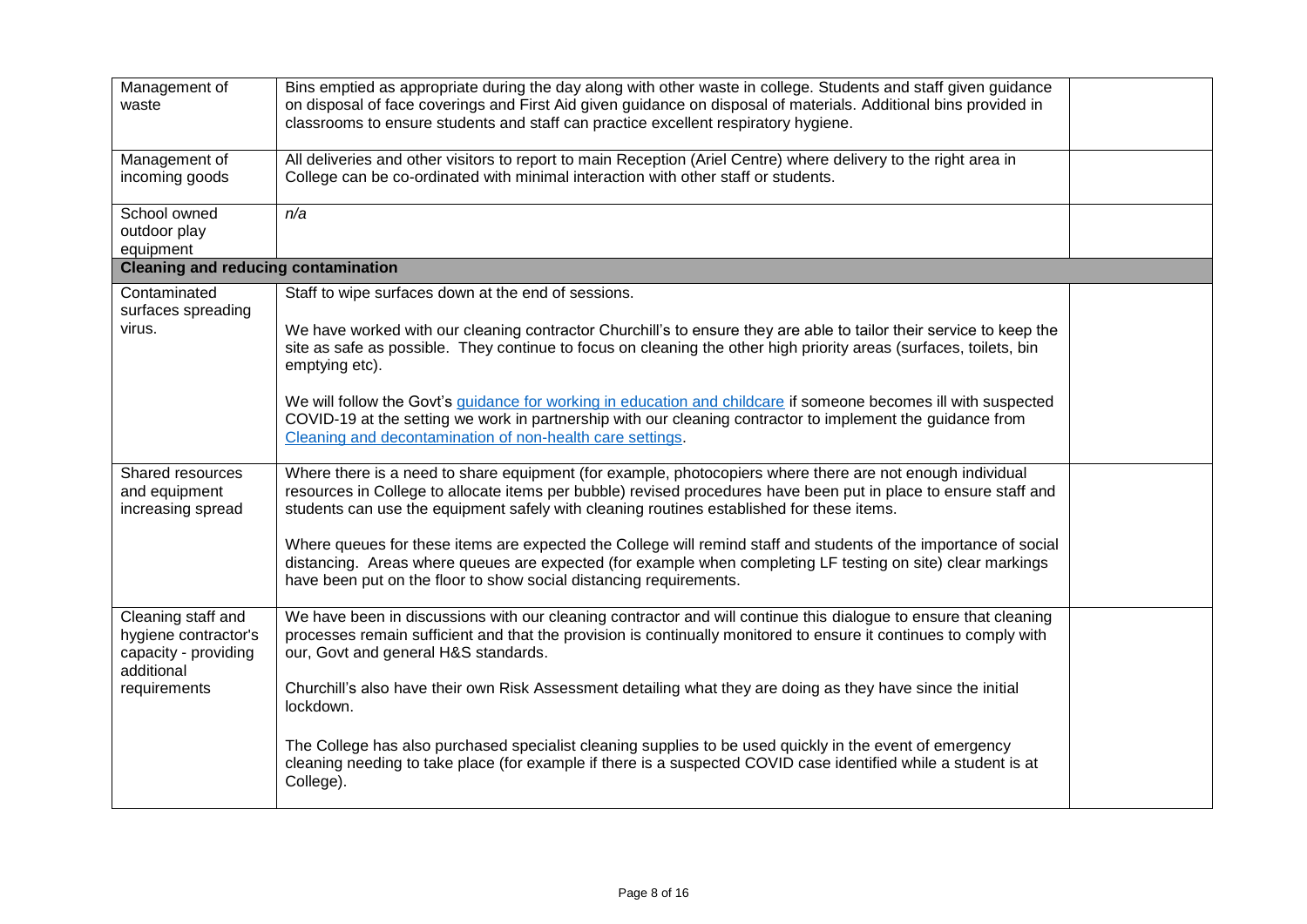| | | |
|---|---|---|
| Management of waste | Bins emptied as appropriate during the day along with other waste in college. Students and staff given guidance on disposal of face coverings and First Aid given guidance on disposal of materials. Additional bins provided in classrooms to ensure students and staff can practice excellent respiratory hygiene. | |
| Management of incoming goods | All deliveries and other visitors to report to main Reception (Ariel Centre) where delivery to the right area in College can be co-ordinated with minimal interaction with other staff or students. | |
| School owned outdoor play equipment | *n/a* | |
| **Cleaning and reducing contamination** | | |
| Contaminated surfaces spreading virus. | Staff to wipe surfaces down at the end of sessions.<br><br>We have worked with our cleaning contractor Churchill's to ensure they are able to tailor their service to keep the site as safe as possible. They continue to focus on cleaning the other high priority areas (surfaces, toilets, bin emptying etc).<br><br>We will follow the Govt's [guidance for working in education and childcare](#) if someone becomes ill with suspected COVID-19 at the setting we work in partnership with our cleaning contractor to implement the guidance from [Cleaning and decontamination of non-health care settings](#). | |
| Shared resources and equipment increasing spread | Where there is a need to share equipment (for example, photocopiers where there are not enough individual resources in College to allocate items per bubble) revised procedures have been put in place to ensure staff and students can use the equipment safely with cleaning routines established for these items.<br><br>Where queues for these items are expected the College will remind staff and students of the importance of social distancing. Areas where queues are expected (for example when completing LF testing on site) clear markings have been put on the floor to show social distancing requirements. | |
| Cleaning staff and hygiene contractor's capacity - providing additional requirements | We have been in discussions with our cleaning contractor and will continue this dialogue to ensure that cleaning processes remain sufficient and that the provision is continually monitored to ensure it continues to comply with our, Govt and general H&S standards.<br><br>Churchill's also have their own Risk Assessment detailing what they are doing as they have since the initial lockdown.<br><br>The College has also purchased specialist cleaning supplies to be used quickly in the event of emergency cleaning needing to take place (for example if there is a suspected COVID case identified while a student is at College). | |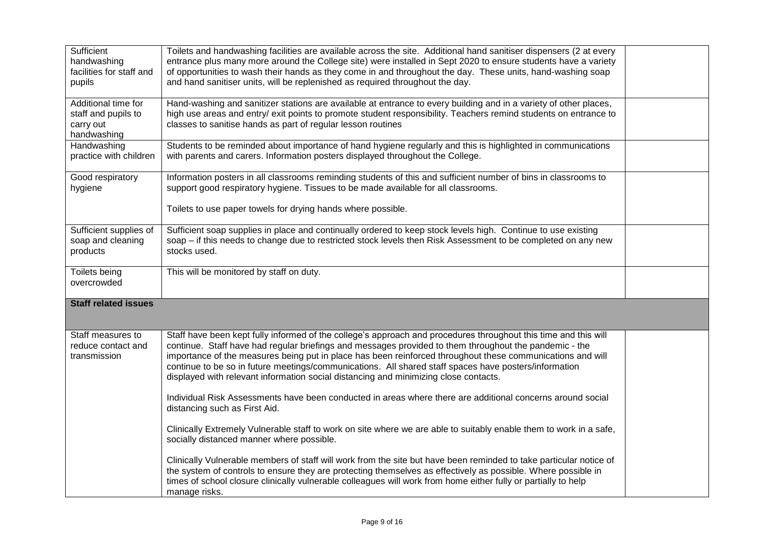| | | |
|---|---|---|
| Sufficient handwashing facilities for staff and pupils | Toilets and handwashing facilities are available across the site. Additional hand sanitiser dispensers (2 at every entrance plus many more around the College site) were installed in Sept 2020 to ensure students have a variety of opportunities to wash their hands as they come in and throughout the day. These units, hand-washing soap and hand sanitiser units, will be replenished as required throughout the day. | |
| Additional time for staff and pupils to carry out handwashing | Hand-washing and sanitizer stations are available at entrance to every building and in a variety of other places, high use areas and entry/ exit points to promote student responsibility. Teachers remind students on entrance to classes to sanitise hands as part of regular lesson routines | |
| Handwashing practice with children | Students to be reminded about importance of hand hygiene regularly and this is highlighted in communications with parents and carers. Information posters displayed throughout the College. | |
| Good respiratory hygiene | Information posters in all classrooms reminding students of this and sufficient number of bins in classrooms to support good respiratory hygiene. Tissues to be made available for all classrooms.<br><br>Toilets to use paper towels for drying hands where possible. | |
| Sufficient supplies of soap and cleaning products | Sufficient soap supplies in place and continually ordered to keep stock levels high. Continue to use existing soap – if this needs to change due to restricted stock levels then Risk Assessment to be completed on any new stocks used. | |
| Toilets being overcrowded | This will be monitored by staff on duty. | |
| **Staff related issues** | | |
| Staff measures to reduce contact and transmission | Staff have been kept fully informed of the college's approach and procedures throughout this time and this will continue. Staff have had regular briefings and messages provided to them throughout the pandemic - the importance of the measures being put in place has been reinforced throughout these communications and will continue to be so in future meetings/communications. All shared staff spaces have posters/information displayed with relevant information social distancing and minimizing close contacts.<br><br>Individual Risk Assessments have been conducted in areas where there are additional concerns around social distancing such as First Aid.<br><br>Clinically Extremely Vulnerable staff to work on site where we are able to suitably enable them to work in a safe, socially distanced manner where possible.<br><br>Clinically Vulnerable members of staff will work from the site but have been reminded to take particular notice of the system of controls to ensure they are protecting themselves as effectively as possible. Where possible in times of school closure clinically vulnerable colleagues will work from home either fully or partially to help manage risks. | |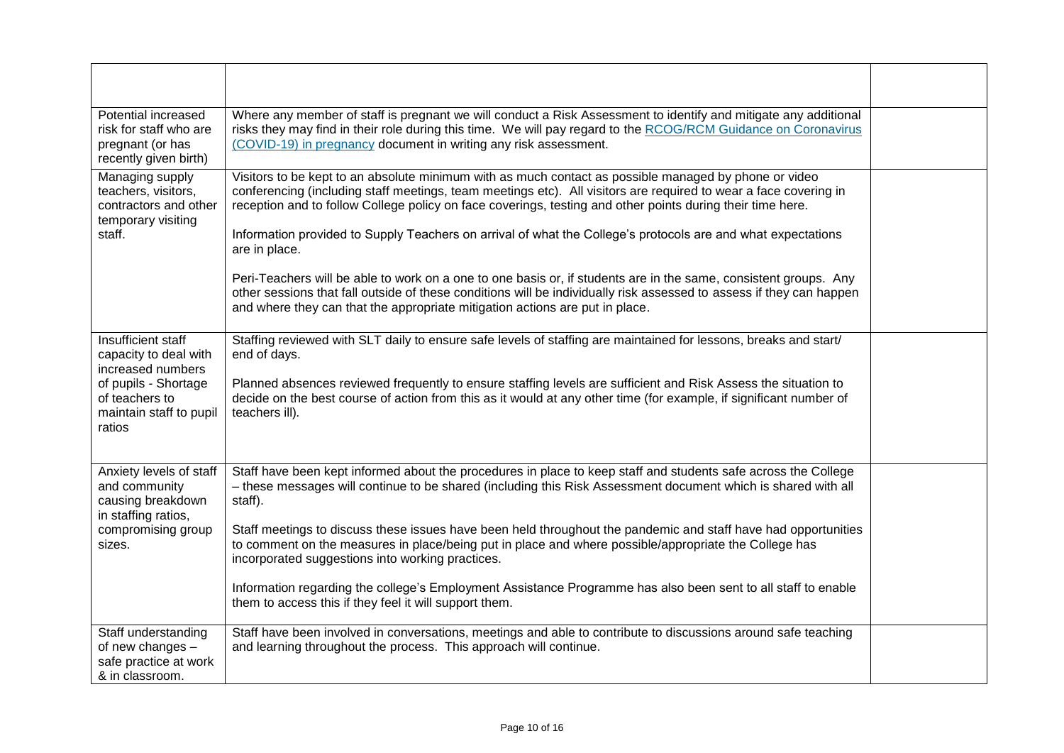| | | |
|---|---|---|
| Potential increased risk for staff who are pregnant (or has recently given birth) | Where any member of staff is pregnant we will conduct a Risk Assessment to identify and mitigate any additional risks they may find in their role during this time. We will pay regard to the RCOG/RCM Guidance on Coronavirus (COVID-19) in pregnancy document in writing any risk assessment. | |
| Managing supply teachers, visitors, contractors and other temporary visiting staff. | Visitors to be kept to an absolute minimum with as much contact as possible managed by phone or video conferencing (including staff meetings, team meetings etc). All visitors are required to wear a face covering in reception and to follow College policy on face coverings, testing and other points during their time here.<br><br>Information provided to Supply Teachers on arrival of what the College's protocols are and what expectations are in place.<br><br>Peri-Teachers will be able to work on a one to one basis or, if students are in the same, consistent groups. Any other sessions that fall outside of these conditions will be individually risk assessed to assess if they can happen and where they can that the appropriate mitigation actions are put in place. | |
| Insufficient staff capacity to deal with increased numbers of pupils - Shortage of teachers to maintain staff to pupil ratios | Staffing reviewed with SLT daily to ensure safe levels of staffing are maintained for lessons, breaks and start/ end of days.<br><br>Planned absences reviewed frequently to ensure staffing levels are sufficient and Risk Assess the situation to decide on the best course of action from this as it would at any other time (for example, if significant number of teachers ill). | |
| Anxiety levels of staff and community causing breakdown in staffing ratios, compromising group sizes. | Staff have been kept informed about the procedures in place to keep staff and students safe across the College – these messages will continue to be shared (including this Risk Assessment document which is shared with all staff).<br><br>Staff meetings to discuss these issues have been held throughout the pandemic and staff have had opportunities to comment on the measures in place/being put in place and where possible/appropriate the College has incorporated suggestions into working practices.<br><br>Information regarding the college's Employment Assistance Programme has also been sent to all staff to enable them to access this if they feel it will support them. | |
| Staff understanding of new changes – safe practice at work & in classroom. | Staff have been involved in conversations, meetings and able to contribute to discussions around safe teaching and learning throughout the process. This approach will continue. | |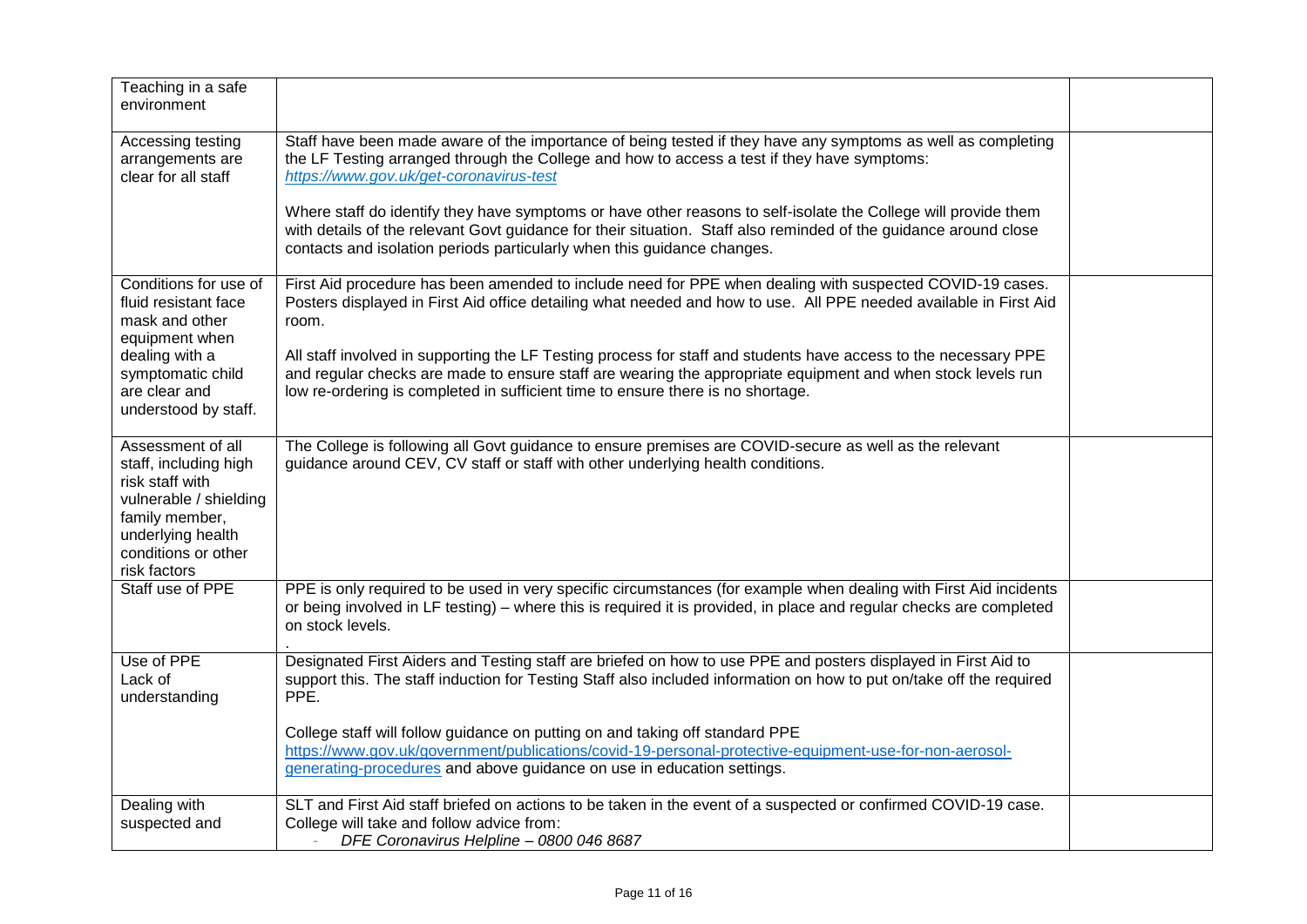| | | |
|---|---|---|
| Teaching in a safe environment | | |
| Accessing testing arrangements are clear for all staff | Staff have been made aware of the importance of being tested if they have any symptoms as well as completing the LF Testing arranged through the College and how to access a test if they have symptoms: *https://www.gov.uk/get-coronavirus-test*<br><br>Where staff do identify they have symptoms or have other reasons to self-isolate the College will provide them with details of the relevant Govt guidance for their situation. Staff also reminded of the guidance around close contacts and isolation periods particularly when this guidance changes. | |
| Conditions for use of fluid resistant face mask and other equipment when dealing with a symptomatic child are clear and understood by staff. | First Aid procedure has been amended to include need for PPE when dealing with suspected COVID-19 cases. Posters displayed in First Aid office detailing what needed and how to use. All PPE needed available in First Aid room.<br><br>All staff involved in supporting the LF Testing process for staff and students have access to the necessary PPE and regular checks are made to ensure staff are wearing the appropriate equipment and when stock levels run low re-ordering is completed in sufficient time to ensure there is no shortage. | |
| Assessment of all staff, including high risk staff with vulnerable / shielding family member, underlying health conditions or other risk factors | The College is following all Govt guidance to ensure premises are COVID-secure as well as the relevant guidance around CEV, CV staff or staff with other underlying health conditions. | |
| Staff use of PPE | PPE is only required to be used in very specific circumstances (for example when dealing with First Aid incidents or being involved in LF testing) – where this is required it is provided, in place and regular checks are completed on stock levels.<br>. | |
| Use of PPE<br>Lack of understanding | Designated First Aiders and Testing staff are briefed on how to use PPE and posters displayed in First Aid to support this. The staff induction for Testing Staff also included information on how to put on/take off the required PPE.<br><br>College staff will follow guidance on putting on and taking off standard PPE https://www.gov.uk/government/publications/covid-19-personal-protective-equipment-use-for-non-aerosol-generating-procedures and above guidance on use in education settings. | |
| Dealing with suspected and | SLT and First Aid staff briefed on actions to be taken in the event of a suspected or confirmed COVID-19 case. College will take and follow advice from:<br>- *DFE Coronavirus Helpline – 0800 046 8687* | |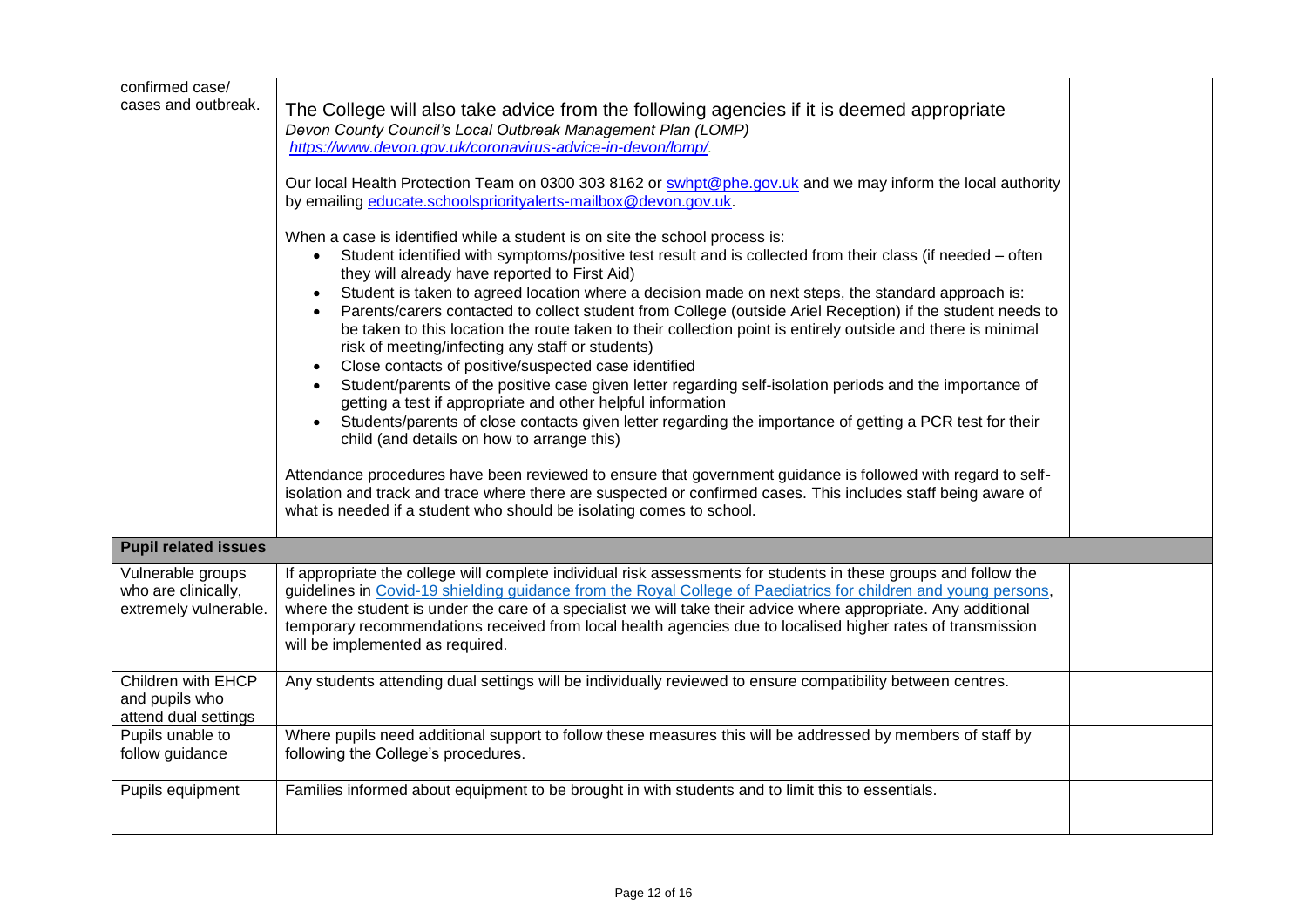| | | |
|---|---|---|
| confirmed case/ cases and outbreak. | The College will also take advice from the following agencies if it is deemed appropriate<br>*Devon County Council's Local Outbreak Management Plan (LOMP)*<br>*https://www.devon.gov.uk/coronavirus-advice-in-devon/lomp/.*<br><br>Our local Health Protection Team on 0300 303 8162 or swhpt@phe.gov.uk and we may inform the local authority by emailing educate.schoolspriorityalerts-mailbox@devon.gov.uk.<br><br>When a case is identified while a student is on site the school process is:<br>• Student identified with symptoms/positive test result and is collected from their class (if needed – often they will already have reported to First Aid)<br>• Student is taken to agreed location where a decision made on next steps, the standard approach is:<br>• Parents/carers contacted to collect student from College (outside Ariel Reception) if the student needs to be taken to this location the route taken to their collection point is entirely outside and there is minimal risk of meeting/infecting any staff or students)<br>• Close contacts of positive/suspected case identified<br>• Student/parents of the positive case given letter regarding self-isolation periods and the importance of getting a test if appropriate and other helpful information<br>• Students/parents of close contacts given letter regarding the importance of getting a PCR test for their child (and details on how to arrange this)<br><br>Attendance procedures have been reviewed to ensure that government guidance is followed with regard to self-isolation and track and trace where there are suspected or confirmed cases. This includes staff being aware of what is needed if a student who should be isolating comes to school. | |
| **Pupil related issues** | | |
| Vulnerable groups who are clinically, extremely vulnerable. | If appropriate the college will complete individual risk assessments for students in these groups and follow the guidelines in Covid-19 shielding guidance from the Royal College of Paediatrics for children and young persons, where the student is under the care of a specialist we will take their advice where appropriate. Any additional temporary recommendations received from local health agencies due to localised higher rates of transmission will be implemented as required. | |
| Children with EHCP and pupils who attend dual settings | Any students attending dual settings will be individually reviewed to ensure compatibility between centres. | |
| Pupils unable to follow guidance | Where pupils need additional support to follow these measures this will be addressed by members of staff by following the College's procedures. | |
| Pupils equipment | Families informed about equipment to be brought in with students and to limit this to essentials. | |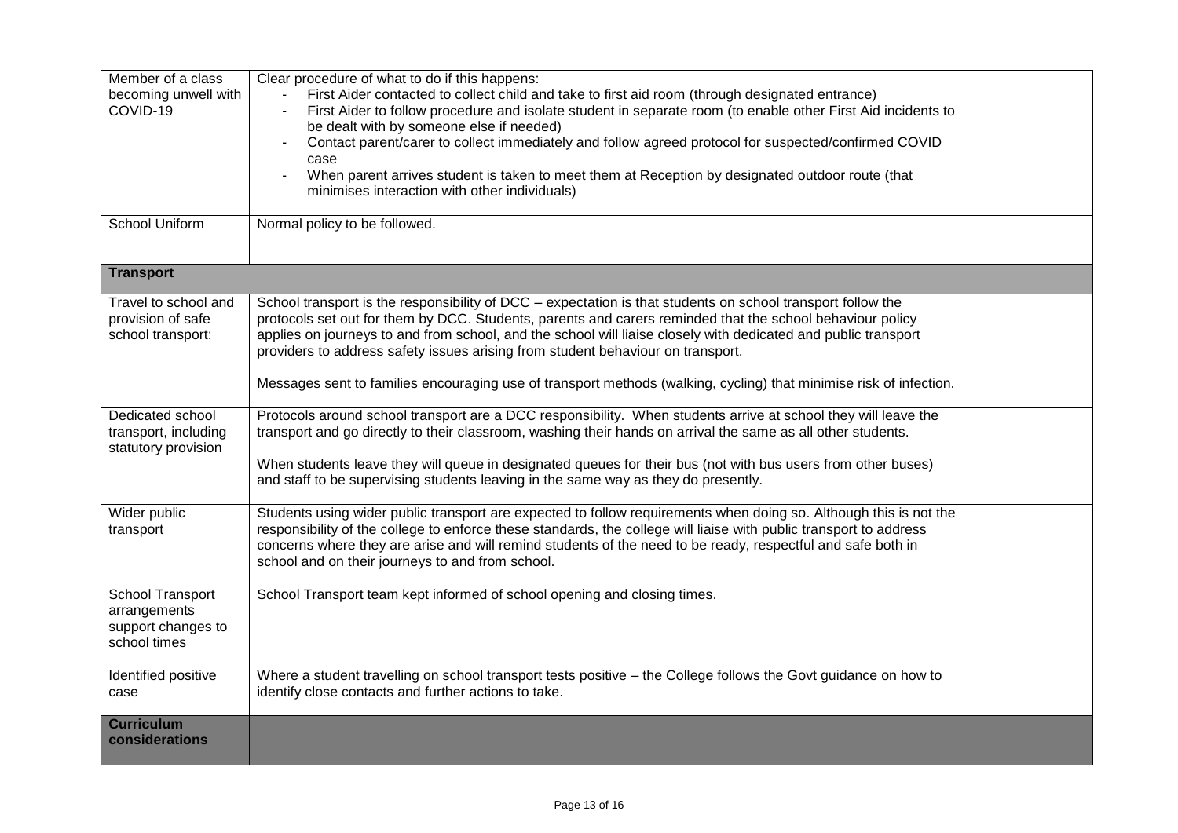| | | |
|---|---|---|
| Member of a class becoming unwell with COVID-19 | Clear procedure of what to do if this happens:<br>- First Aider contacted to collect child and take to first aid room (through designated entrance)<br>- First Aider to follow procedure and isolate student in separate room (to enable other First Aid incidents to be dealt with by someone else if needed)<br>- Contact parent/carer to collect immediately and follow agreed protocol for suspected/confirmed COVID case<br>- When parent arrives student is taken to meet them at Reception by designated outdoor route (that minimises interaction with other individuals) | |
| School Uniform | Normal policy to be followed. | |
| **Transport** | | |
| Travel to school and provision of safe school transport: | School transport is the responsibility of DCC – expectation is that students on school transport follow the protocols set out for them by DCC. Students, parents and carers reminded that the school behaviour policy applies on journeys to and from school, and the school will liaise closely with dedicated and public transport providers to address safety issues arising from student behaviour on transport.<br><br>Messages sent to families encouraging use of transport methods (walking, cycling) that minimise risk of infection. | |
| Dedicated school transport, including statutory provision | Protocols around school transport are a DCC responsibility. When students arrive at school they will leave the transport and go directly to their classroom, washing their hands on arrival the same as all other students.<br><br>When students leave they will queue in designated queues for their bus (not with bus users from other buses) and staff to be supervising students leaving in the same way as they do presently. | |
| Wider public transport | Students using wider public transport are expected to follow requirements when doing so. Although this is not the responsibility of the college to enforce these standards, the college will liaise with public transport to address concerns where they are arise and will remind students of the need to be ready, respectful and safe both in school and on their journeys to and from school. | |
| School Transport arrangements support changes to school times | School Transport team kept informed of school opening and closing times. | |
| Identified positive case | Where a student travelling on school transport tests positive – the College follows the Govt guidance on how to identify close contacts and further actions to take. | |
| **Curriculum considerations** | | |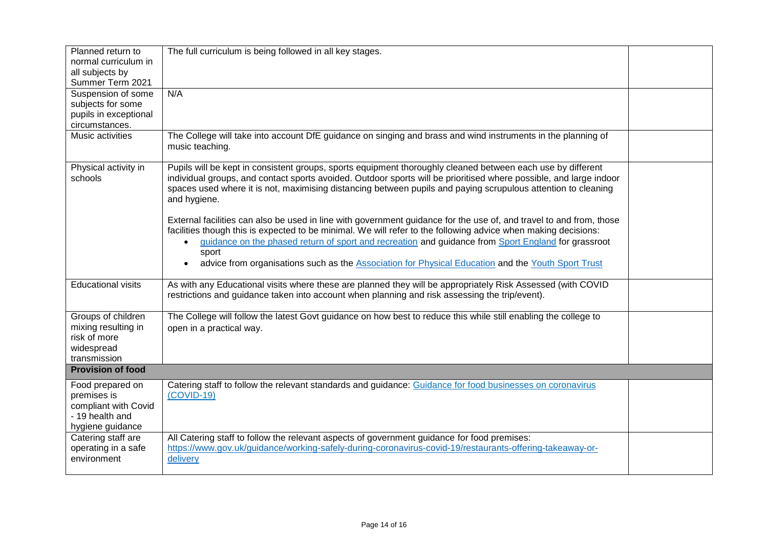| | | |
|---|---|---|
| Planned return to normal curriculum in all subjects by Summer Term 2021 | The full curriculum is being followed in all key stages. | |
| Suspension of some subjects for some pupils in exceptional circumstances. | N/A | |
| Music activities | The College will take into account DfE guidance on singing and brass and wind instruments in the planning of music teaching. | |
| Physical activity in schools | Pupils will be kept in consistent groups, sports equipment thoroughly cleaned between each use by different individual groups, and contact sports avoided. Outdoor sports will be prioritised where possible, and large indoor spaces used where it is not, maximising distancing between pupils and paying scrupulous attention to cleaning and hygiene.<br><br>External facilities can also be used in line with government guidance for the use of, and travel to and from, those facilities though this is expected to be minimal. We will refer to the following advice when making decisions:<br>• [guidance on the phased return of sport and recreation]() and guidance from [Sport England]() for grassroot sport<br>• advice from organisations such as the [Association for Physical Education]() and the [Youth Sport Trust]() | |
| Educational visits | As with any Educational visits where these are planned they will be appropriately Risk Assessed (with COVID restrictions and guidance taken into account when planning and risk assessing the trip/event). | |
| Groups of children mixing resulting in risk of more widespread transmission | The College will follow the latest Govt guidance on how best to reduce this while still enabling the college to open in a practical way. | |
| **Provision of food** | | |
| Food prepared on premises is compliant with Covid - 19 health and hygiene guidance | Catering staff to follow the relevant standards and guidance: [Guidance for food businesses on coronavirus (COVID-19)]() | |
| Catering staff are operating in a safe environment | All Catering staff to follow the relevant aspects of government guidance for food premises: [https://www.gov.uk/guidance/working-safely-during-coronavirus-covid-19/restaurants-offering-takeaway-or-delivery](https://www.gov.uk/guidance/working-safely-during-coronavirus-covid-19/restaurants-offering-takeaway-or-delivery) | |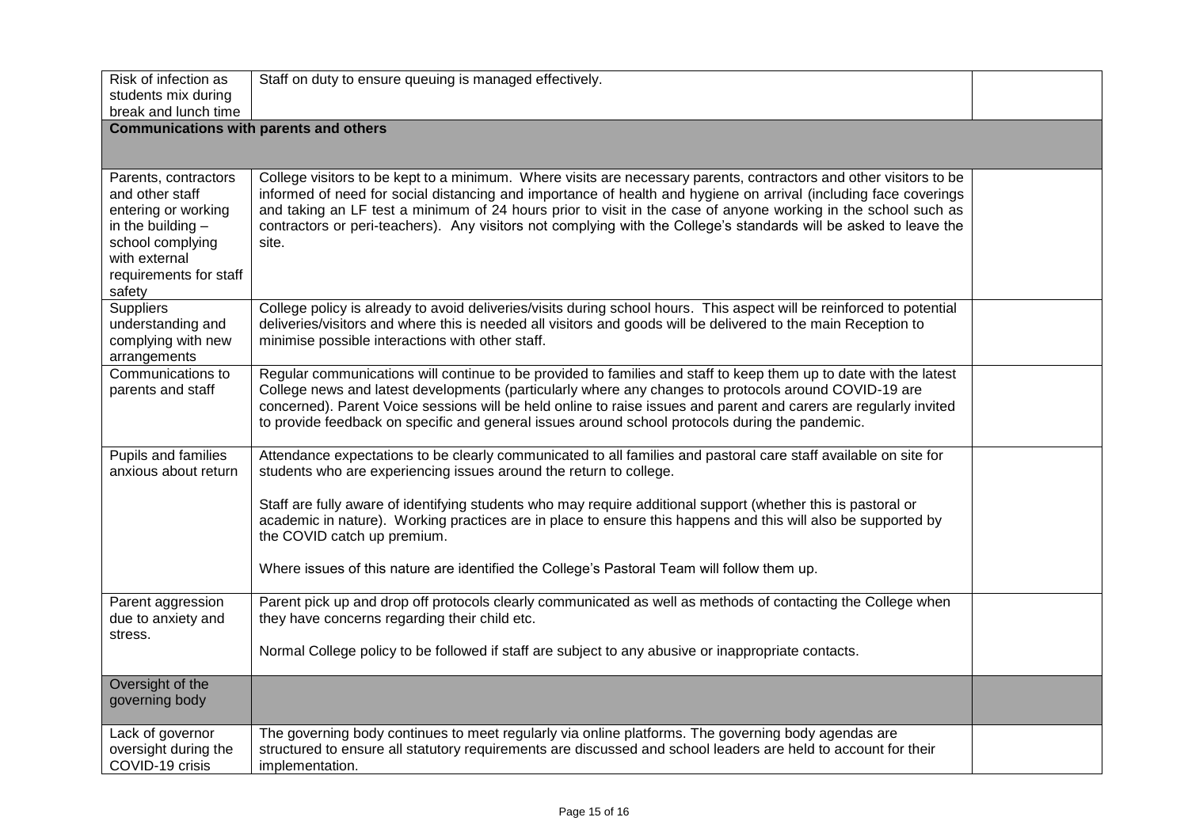| | | |
|---|---|---|
| Risk of infection as students mix during break and lunch time | Staff on duty to ensure queuing is managed effectively. | |
| **Communications with parents and others** | | |
| Parents, contractors and other staff entering or working in the building – school complying with external requirements for staff safety | College visitors to be kept to a minimum. Where visits are necessary parents, contractors and other visitors to be informed of need for social distancing and importance of health and hygiene on arrival (including face coverings and taking an LF test a minimum of 24 hours prior to visit in the case of anyone working in the school such as contractors or peri-teachers). Any visitors not complying with the College's standards will be asked to leave the site. | |
| Suppliers understanding and complying with new arrangements | College policy is already to avoid deliveries/visits during school hours. This aspect will be reinforced to potential deliveries/visitors and where this is needed all visitors and goods will be delivered to the main Reception to minimise possible interactions with other staff. | |
| Communications to parents and staff | Regular communications will continue to be provided to families and staff to keep them up to date with the latest College news and latest developments (particularly where any changes to protocols around COVID-19 are concerned). Parent Voice sessions will be held online to raise issues and parent and carers are regularly invited to provide feedback on specific and general issues around school protocols during the pandemic. | |
| Pupils and families anxious about return | Attendance expectations to be clearly communicated to all families and pastoral care staff available on site for students who are experiencing issues around the return to college.<br><br>Staff are fully aware of identifying students who may require additional support (whether this is pastoral or academic in nature). Working practices are in place to ensure this happens and this will also be supported by the COVID catch up premium.<br><br>Where issues of this nature are identified the College's Pastoral Team will follow them up. | |
| Parent aggression due to anxiety and stress. | Parent pick up and drop off protocols clearly communicated as well as methods of contacting the College when they have concerns regarding their child etc.<br><br>Normal College policy to be followed if staff are subject to any abusive or inappropriate contacts. | |
| Oversight of the governing body | | |
| Lack of governor oversight during the COVID-19 crisis | The governing body continues to meet regularly via online platforms. The governing body agendas are structured to ensure all statutory requirements are discussed and school leaders are held to account for their implementation. | |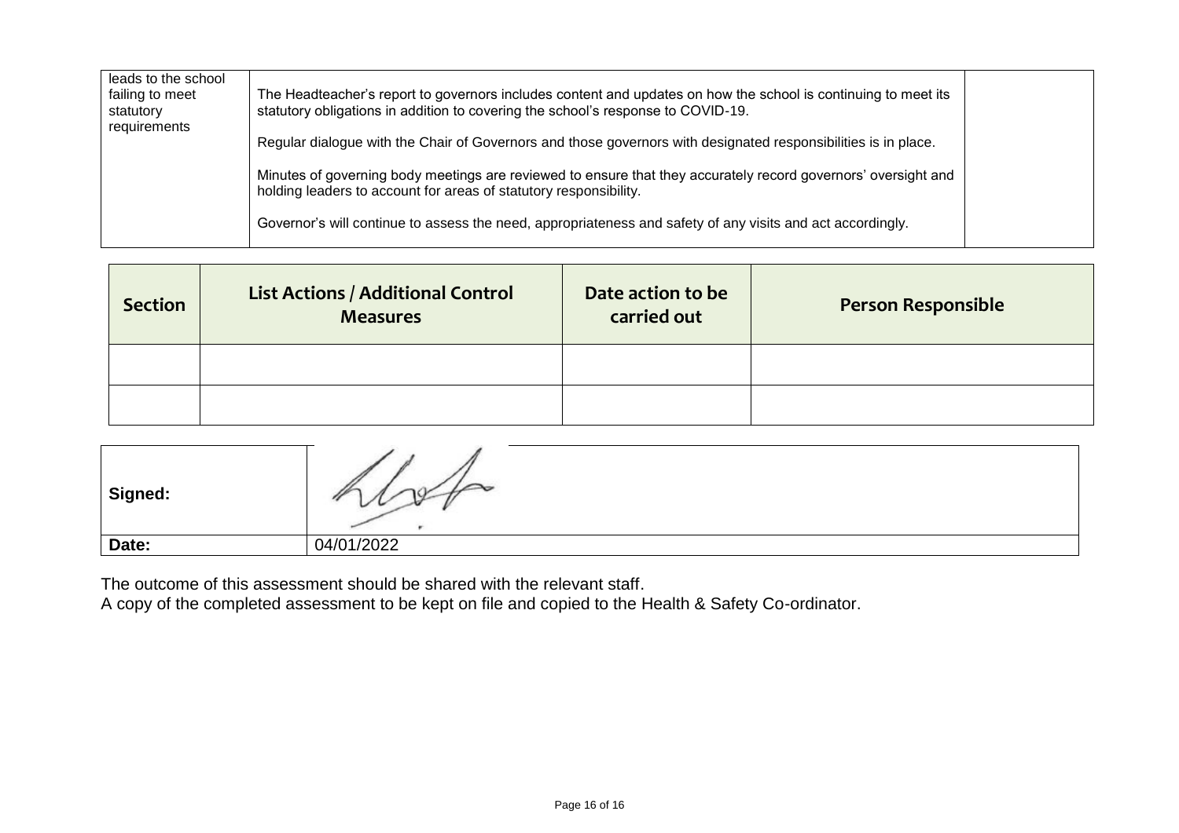| | | |
|---|---|---|
| leads to the school failing to meet statutory requirements | The Headteacher's report to governors includes content and updates on how the school is continuing to meet its statutory obligations in addition to covering the school's response to COVID-19.<br><br>Regular dialogue with the Chair of Governors and those governors with designated responsibilities is in place.<br><br>Minutes of governing body meetings are reviewed to ensure that they accurately record governors' oversight and holding leaders to account for areas of statutory responsibility.<br><br>Governor's will continue to assess the need, appropriateness and safety of any visits and act accordingly. | |

| Section | List Actions / Additional Control Measures | Date action to be carried out | Person Responsible |
|---|---|---|---|
| | | | |
| | | | |

| | |
|---|---|
| **Signed:** | |
| **Date:** | 04/01/2022 |

The outcome of this assessment should be shared with the relevant staff.
A copy of the completed assessment to be kept on file and copied to the Health & Safety Co-ordinator.